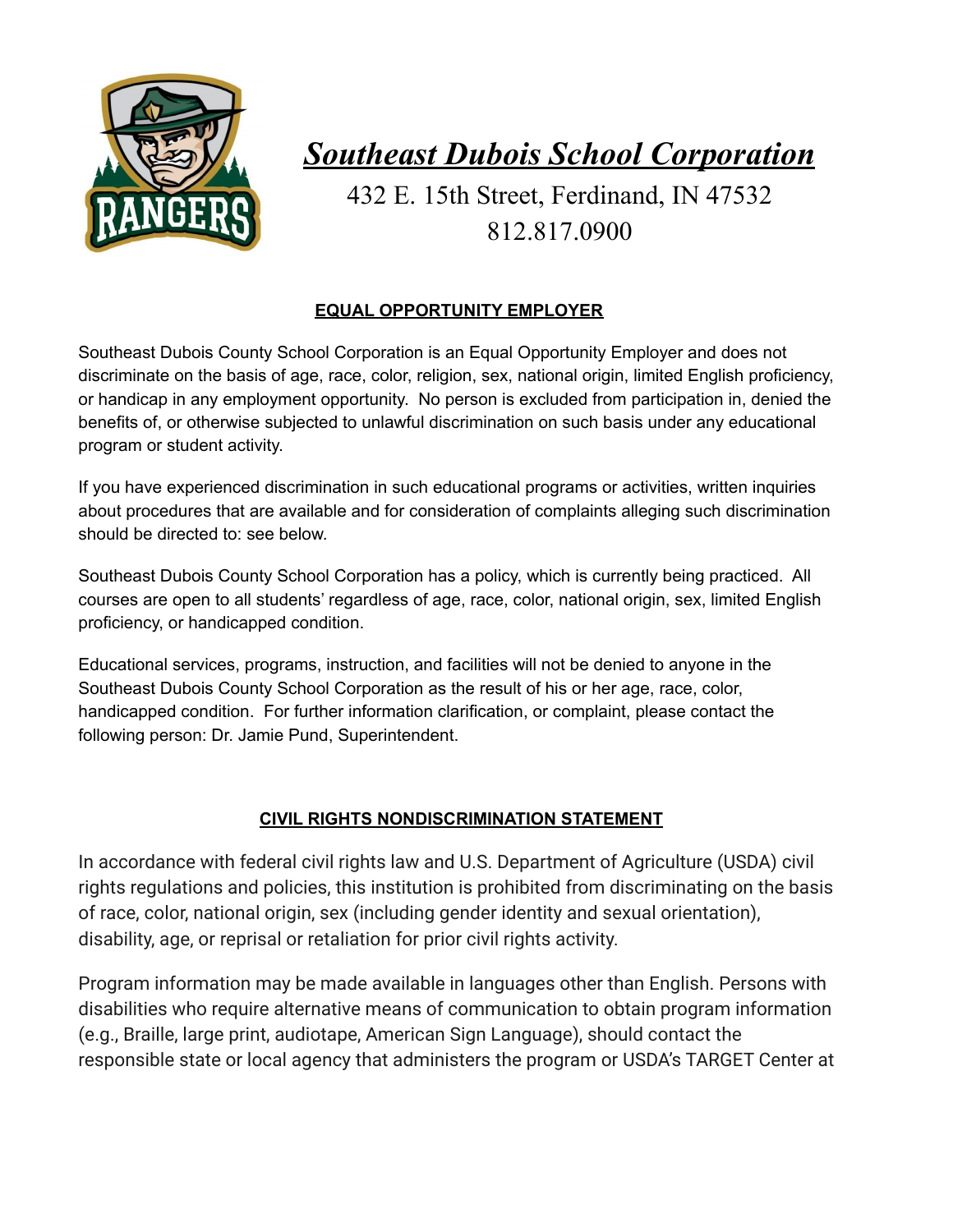# *Southeast Dubois School Corporation*

432 E. 15th Street, Ferdinand, IN 47532
812.817.0900

## EQUAL OPPORTUNITY EMPLOYER

Southeast Dubois County School Corporation is an Equal Opportunity Employer and does not discriminate on the basis of age, race, color, religion, sex, national origin, limited English proficiency, or handicap in any employment opportunity. No person is excluded from participation in, denied the benefits of, or otherwise subjected to unlawful discrimination on such basis under any educational program or student activity.

If you have experienced discrimination in such educational programs or activities, written inquiries about procedures that are available and for consideration of complaints alleging such discrimination should be directed to: see below.

Southeast Dubois County School Corporation has a policy, which is currently being practiced. All courses are open to all students' regardless of age, race, color, national origin, sex, limited English proficiency, or handicapped condition.

Educational services, programs, instruction, and facilities will not be denied to anyone in the Southeast Dubois County School Corporation as the result of his or her age, race, color, handicapped condition. For further information clarification, or complaint, please contact the following person: Dr. Jamie Pund, Superintendent.

## CIVIL RIGHTS NONDISCRIMINATION STATEMENT

In accordance with federal civil rights law and U.S. Department of Agriculture (USDA) civil rights regulations and policies, this institution is prohibited from discriminating on the basis of race, color, national origin, sex (including gender identity and sexual orientation), disability, age, or reprisal or retaliation for prior civil rights activity.

Program information may be made available in languages other than English. Persons with disabilities who require alternative means of communication to obtain program information (e.g., Braille, large print, audiotape, American Sign Language), should contact the responsible state or local agency that administers the program or USDA's TARGET Center at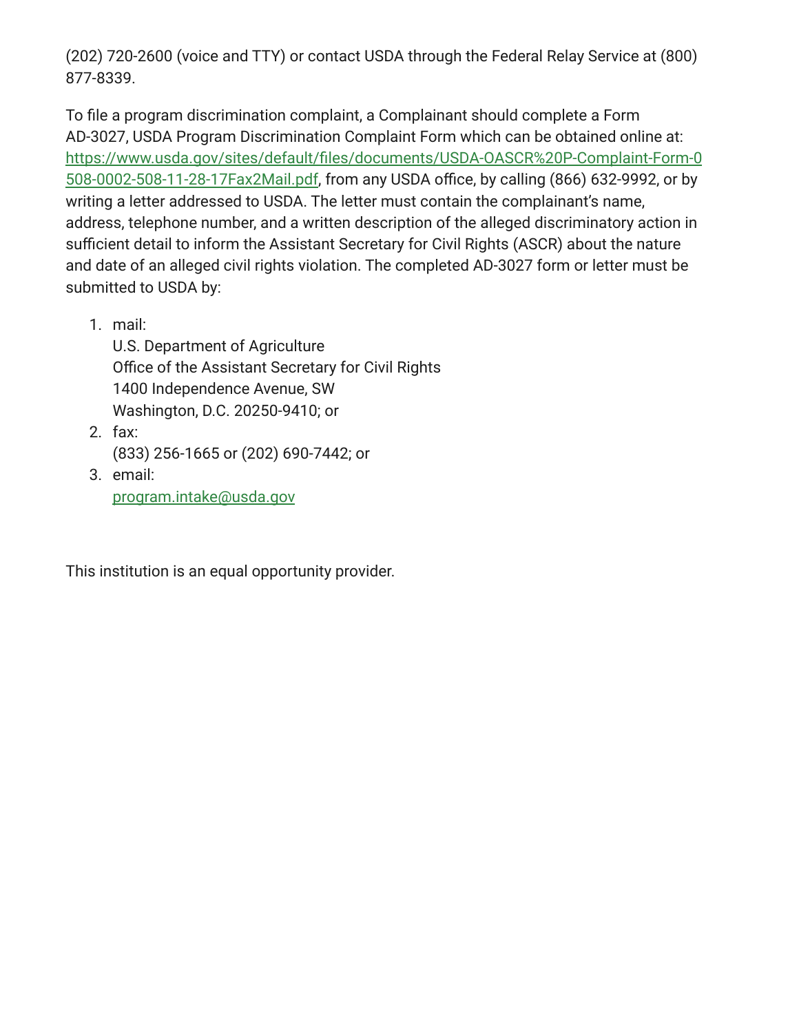(202) 720-2600 (voice and TTY) or contact USDA through the Federal Relay Service at (800) 877-8339.

To file a program discrimination complaint, a Complainant should complete a Form AD-3027, USDA Program Discrimination Complaint Form which can be obtained online at: [https://www.usda.gov/sites/default/files/documents/USDA-OASCR%20P-Complaint-Form-0508-0002-508-11-28-17Fax2Mail.pdf](https://www.usda.gov/sites/default/files/documents/USDA-OASCR%20P-Complaint-Form-0508-0002-508-11-28-17Fax2Mail.pdf), from any USDA office, by calling (866) 632-9992, or by writing a letter addressed to USDA. The letter must contain the complainant's name, address, telephone number, and a written description of the alleged discriminatory action in sufficient detail to inform the Assistant Secretary for Civil Rights (ASCR) about the nature and date of an alleged civil rights violation. The completed AD-3027 form or letter must be submitted to USDA by:

1. mail:
   U.S. Department of Agriculture
   Office of the Assistant Secretary for Civil Rights
   1400 Independence Avenue, SW
   Washington, D.C. 20250-9410; or
2. fax:
   (833) 256-1665 or (202) 690-7442; or
3. email:
   [program.intake@usda.gov](mailto:program.intake@usda.gov)

This institution is an equal opportunity provider.